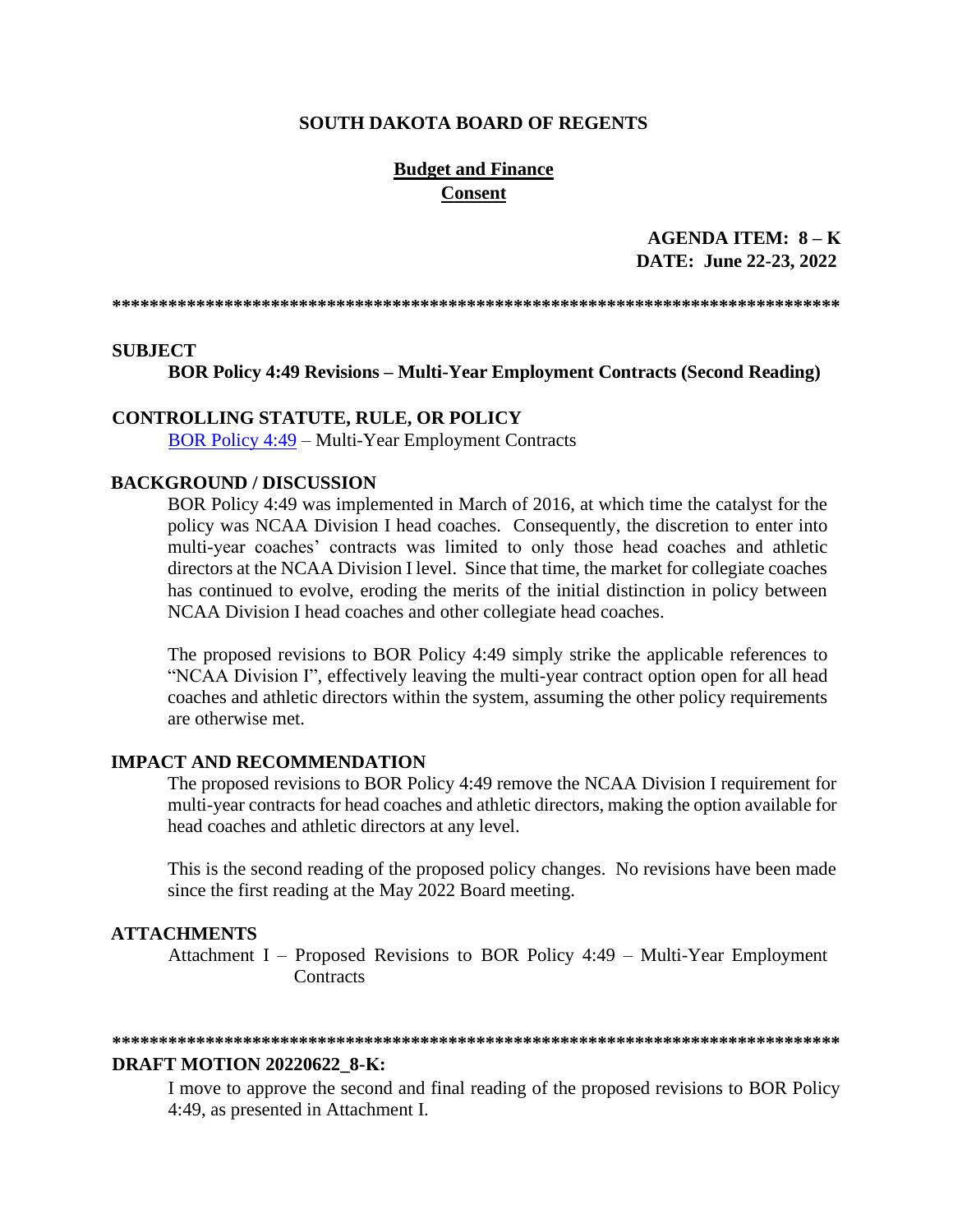**SOUTH DAKOTA BOARD OF REGENTS**

**Budget and Finance**
**Consent**

**AGENDA ITEM: 8 – K**
**DATE: June 22-23, 2022**

******************************************************************************

## SUBJECT

**BOR Policy 4:49 Revisions – Multi-Year Employment Contracts (Second Reading)**

## CONTROLLING STATUTE, RULE, OR POLICY

BOR Policy 4:49 – Multi-Year Employment Contracts

## BACKGROUND / DISCUSSION

BOR Policy 4:49 was implemented in March of 2016, at which time the catalyst for the policy was NCAA Division I head coaches. Consequently, the discretion to enter into multi-year coaches' contracts was limited to only those head coaches and athletic directors at the NCAA Division I level. Since that time, the market for collegiate coaches has continued to evolve, eroding the merits of the initial distinction in policy between NCAA Division I head coaches and other collegiate head coaches.

The proposed revisions to BOR Policy 4:49 simply strike the applicable references to "NCAA Division I", effectively leaving the multi-year contract option open for all head coaches and athletic directors within the system, assuming the other policy requirements are otherwise met.

## IMPACT AND RECOMMENDATION

The proposed revisions to BOR Policy 4:49 remove the NCAA Division I requirement for multi-year contracts for head coaches and athletic directors, making the option available for head coaches and athletic directors at any level.

This is the second reading of the proposed policy changes. No revisions have been made since the first reading at the May 2022 Board meeting.

## ATTACHMENTS

Attachment I – Proposed Revisions to BOR Policy 4:49 – Multi-Year Employment Contracts

******************************************************************************

## DRAFT MOTION 20220622_8-K:

I move to approve the second and final reading of the proposed revisions to BOR Policy 4:49, as presented in Attachment I.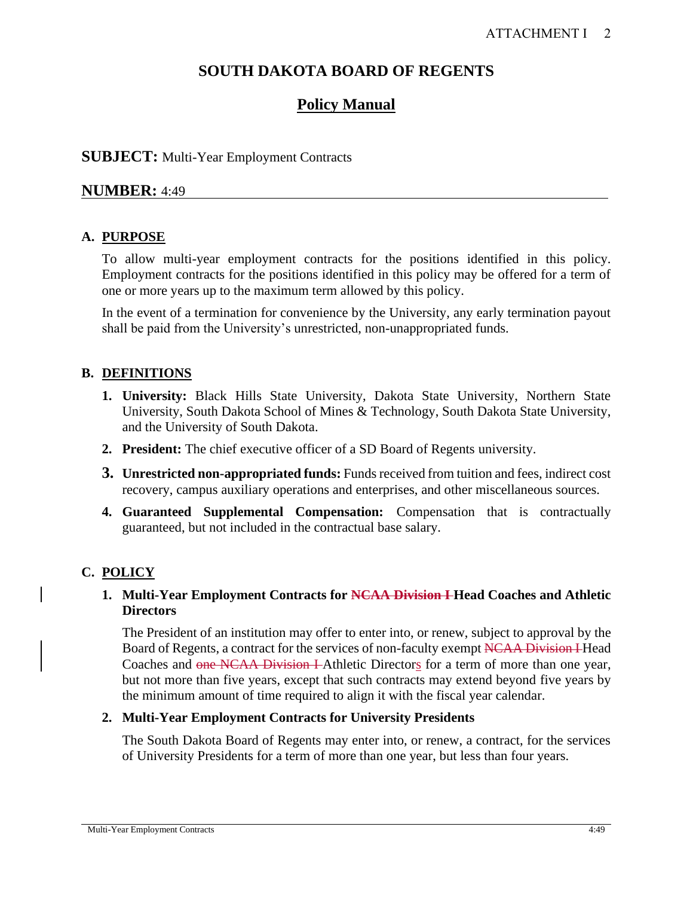# SOUTH DAKOTA BOARD OF REGENTS

## Policy Manual

**SUBJECT:** Multi-Year Employment Contracts

**NUMBER:** 4:49

### A. PURPOSE

To allow multi-year employment contracts for the positions identified in this policy. Employment contracts for the positions identified in this policy may be offered for a term of one or more years up to the maximum term allowed by this policy.

In the event of a termination for convenience by the University, any early termination payout shall be paid from the University's unrestricted, non-unappropriated funds.

### B. DEFINITIONS

1. **University:** Black Hills State University, Dakota State University, Northern State University, South Dakota School of Mines & Technology, South Dakota State University, and the University of South Dakota.
2. **President:** The chief executive officer of a SD Board of Regents university.
3. **Unrestricted non-appropriated funds:** Funds received from tuition and fees, indirect cost recovery, campus auxiliary operations and enterprises, and other miscellaneous sources.
4. **Guaranteed Supplemental Compensation:** Compensation that is contractually guaranteed, but not included in the contractual base salary.

### C. POLICY

1. **Multi-Year Employment Contracts for ~~NCAA Division I~~ Head Coaches and Athletic Directors**

   The President of an institution may offer to enter into, or renew, subject to approval by the Board of Regents, a contract for the services of non-faculty exempt ~~NCAA Division I~~ Head Coaches and ~~one NCAA Division I~~ Athletic Directors for a term of more than one year, but not more than five years, except that such contracts may extend beyond five years by the minimum amount of time required to align it with the fiscal year calendar.

2. **Multi-Year Employment Contracts for University Presidents**

   The South Dakota Board of Regents may enter into, or renew, a contract, for the services of University Presidents for a term of more than one year, but less than four years.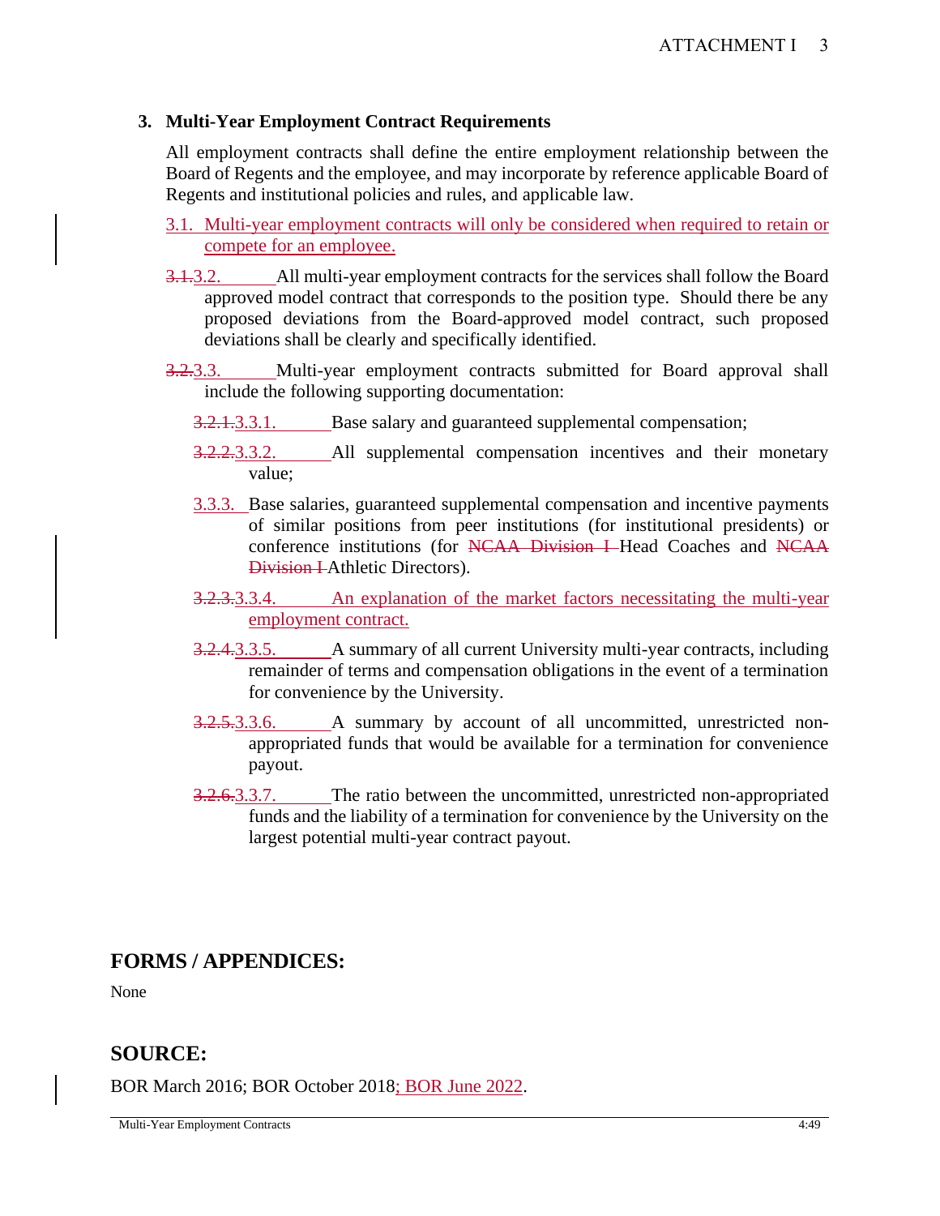### 3. Multi-Year Employment Contract Requirements

All employment contracts shall define the entire employment relationship between the Board of Regents and the employee, and may incorporate by reference applicable Board of Regents and institutional policies and rules, and applicable law.

3.1. Multi-year employment contracts will only be considered when required to retain or compete for an employee.

~~3.1.~~3.2. All multi-year employment contracts for the services shall follow the Board approved model contract that corresponds to the position type. Should there be any proposed deviations from the Board-approved model contract, such proposed deviations shall be clearly and specifically identified.

~~3.2.~~3.3. Multi-year employment contracts submitted for Board approval shall include the following supporting documentation:

~~3.2.1.~~3.3.1. Base salary and guaranteed supplemental compensation;

~~3.2.2.~~3.3.2. All supplemental compensation incentives and their monetary value;

3.3.3. Base salaries, guaranteed supplemental compensation and incentive payments of similar positions from peer institutions (for institutional presidents) or conference institutions (for ~~NCAA Division I~~ Head Coaches and ~~NCAA Division I~~ Athletic Directors).

~~3.2.3.~~3.3.4. An explanation of the market factors necessitating the multi-year employment contract.

~~3.2.4.~~3.3.5. A summary of all current University multi-year contracts, including remainder of terms and compensation obligations in the event of a termination for convenience by the University.

~~3.2.5.~~3.3.6. A summary by account of all uncommitted, unrestricted non-appropriated funds that would be available for a termination for convenience payout.

~~3.2.6.~~3.3.7. The ratio between the uncommitted, unrestricted non-appropriated funds and the liability of a termination for convenience by the University on the largest potential multi-year contract payout.

## FORMS / APPENDICES:

None

## SOURCE:

BOR March 2016; BOR October 2018; BOR June 2022.